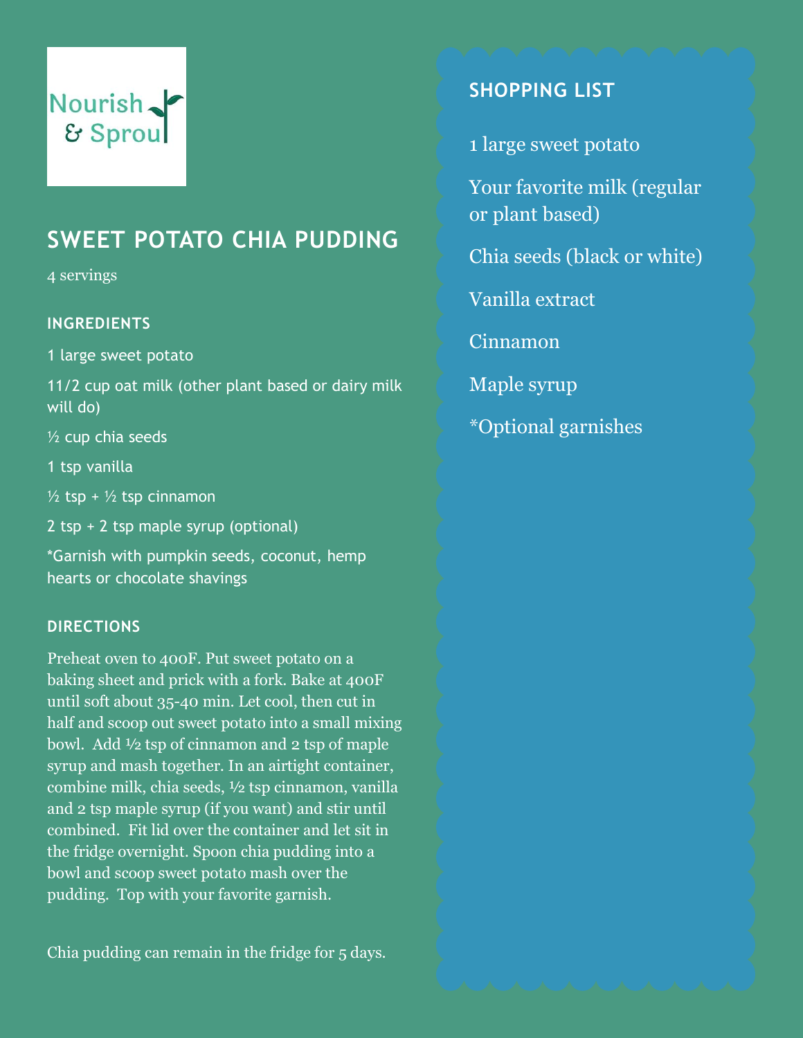Nourish & Sprout

# SWEET POTATO CHIA PUDDING

4 servings

## INGREDIENTS

1 large sweet potato

11/2 cup oat milk (other plant based or dairy milk will do)

½ cup chia seeds

1 tsp vanilla

½ tsp + ½ tsp cinnamon

2 tsp + 2 tsp maple syrup (optional)

*Garnish with pumpkin seeds, coconut, hemp hearts or chocolate shavings

## DIRECTIONS

Preheat oven to 400F. Put sweet potato on a baking sheet and prick with a fork. Bake at 400F until soft about 35-40 min. Let cool, then cut in half and scoop out sweet potato into a small mixing bowl. Add ½ tsp of cinnamon and 2 tsp of maple syrup and mash together. In an airtight container, combine milk, chia seeds, ½ tsp cinnamon, vanilla and 2 tsp maple syrup (if you want) and stir until combined. Fit lid over the container and let sit in the fridge overnight. Spoon chia pudding into a bowl and scoop sweet potato mash over the pudding. Top with your favorite garnish.

Chia pudding can remain in the fridge for 5 days.

## SHOPPING LIST

1 large sweet potato

Your favorite milk (regular or plant based)

Chia seeds (black or white)

Vanilla extract

Cinnamon

Maple syrup

*Optional garnishes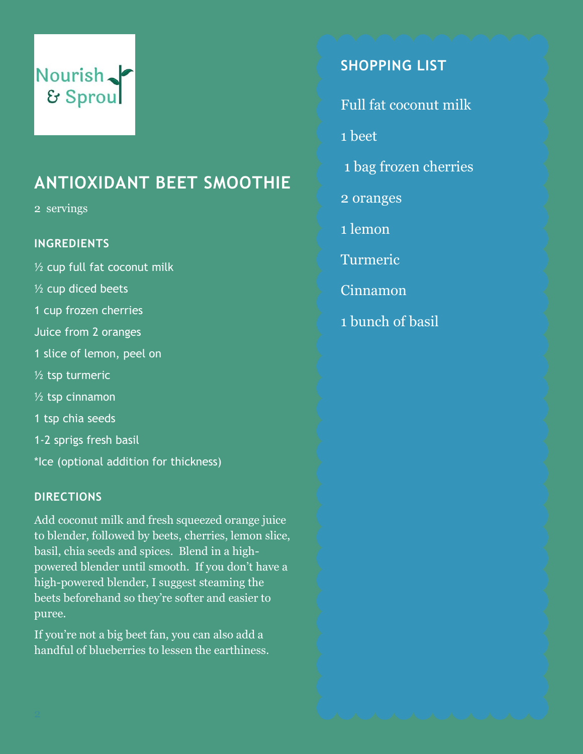Nourish & Sprout

# ANTIOXIDANT BEET SMOOTHIE

2 servings

## INGREDIENTS

½ cup full fat coconut milk

½ cup diced beets

1 cup frozen cherries

Juice from 2 oranges

1 slice of lemon, peel on

½ tsp turmeric

½ tsp cinnamon

1 tsp chia seeds

1-2 sprigs fresh basil

*Ice (optional addition for thickness)

## DIRECTIONS

Add coconut milk and fresh squeezed orange juice to blender, followed by beets, cherries, lemon slice, basil, chia seeds and spices. Blend in a high-powered blender until smooth. If you don't have a high-powered blender, I suggest steaming the beets beforehand so they're softer and easier to puree.

If you're not a big beet fan, you can also add a handful of blueberries to lessen the earthiness.

## SHOPPING LIST

Full fat coconut milk

1 beet

1 bag frozen cherries

2 oranges

1 lemon

Turmeric

Cinnamon

1 bunch of basil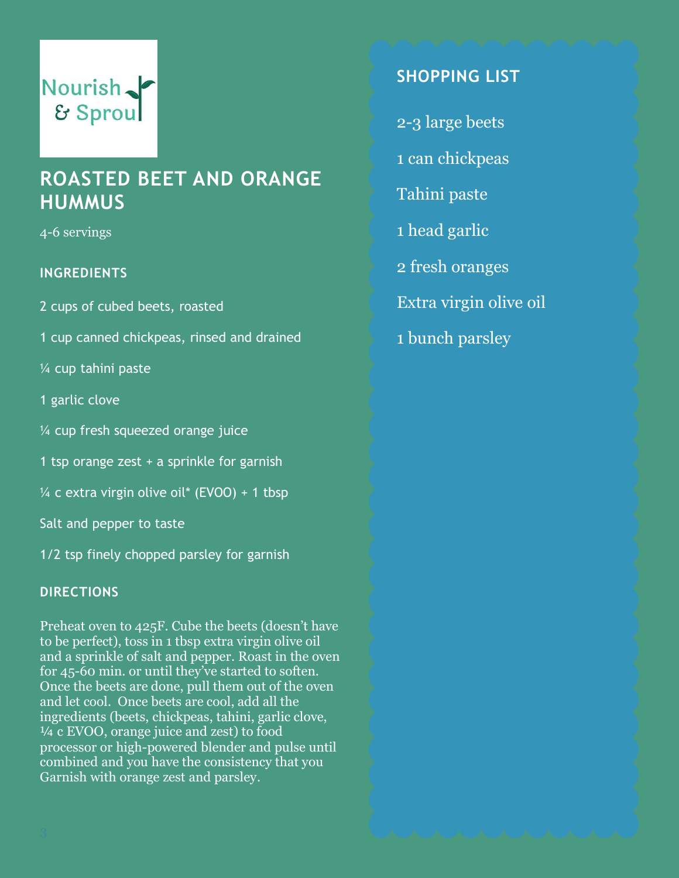Nourish & Sprout

# ROASTED BEET AND ORANGE HUMMUS

4-6 servings

## INGREDIENTS

2 cups of cubed beets, roasted

1 cup canned chickpeas, rinsed and drained

¼ cup tahini paste

1 garlic clove

¼ cup fresh squeezed orange juice

1 tsp orange zest + a sprinkle for garnish

¼ c extra virgin olive oil* (EVOO) + 1 tbsp

Salt and pepper to taste

1/2 tsp finely chopped parsley for garnish

## DIRECTIONS

Preheat oven to 425F. Cube the beets (doesn't have to be perfect), toss in 1 tbsp extra virgin olive oil and a sprinkle of salt and pepper. Roast in the oven for 45-60 min. or until they've started to soften. Once the beets are done, pull them out of the oven and let cool. Once beets are cool, add all the ingredients (beets, chickpeas, tahini, garlic clove, ¼ c EVOO, orange juice and zest) to food processor or high-powered blender and pulse until combined and you have the consistency that you Garnish with orange zest and parsley.

## SHOPPING LIST

2-3 large beets

1 can chickpeas

Tahini paste

1 head garlic

2 fresh oranges

Extra virgin olive oil

1 bunch parsley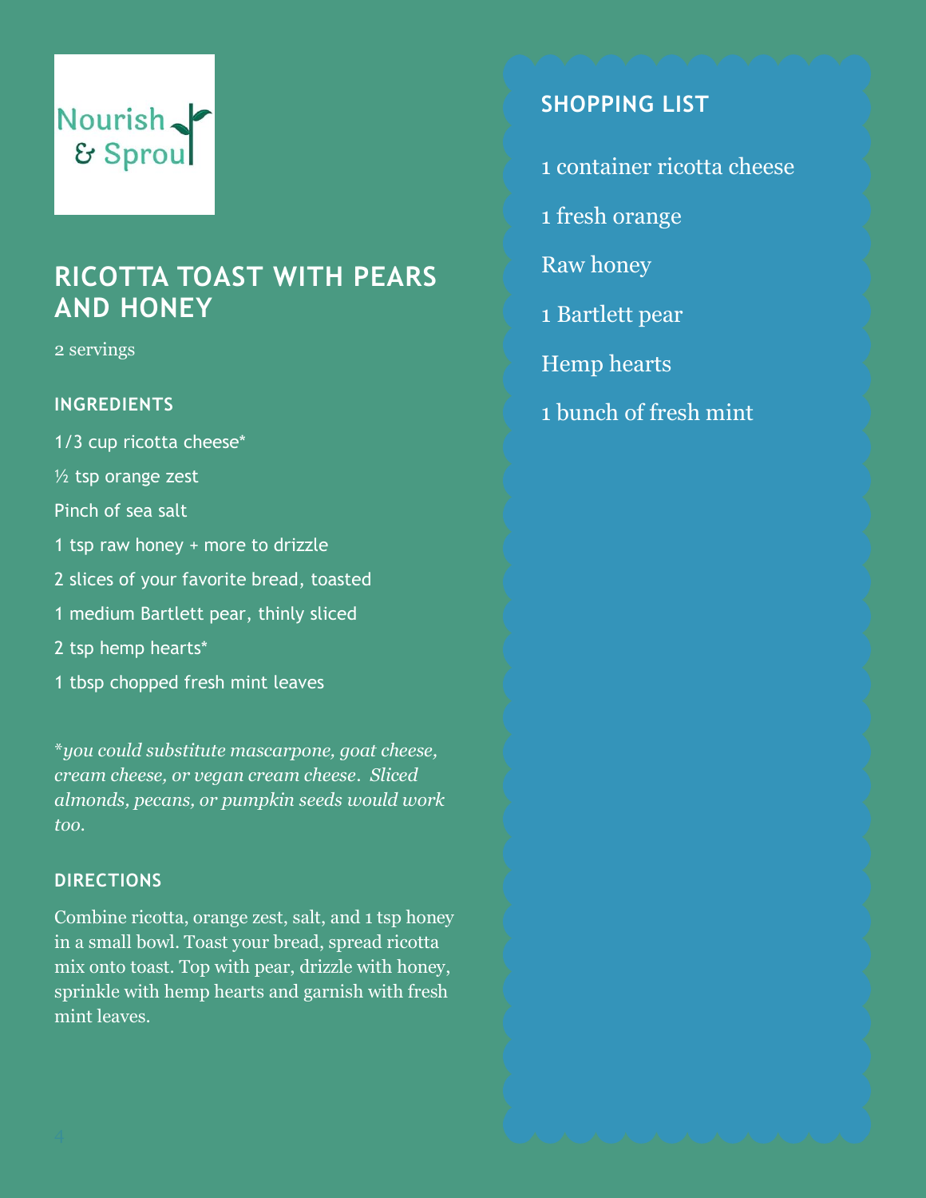Nourish & Sprout

# RICOTTA TOAST WITH PEARS AND HONEY

2 servings

### INGREDIENTS

1/3 cup ricotta cheese*

½ tsp orange zest

Pinch of sea salt

1 tsp raw honey + more to drizzle

2 slices of your favorite bread, toasted

1 medium Bartlett pear, thinly sliced

2 tsp hemp hearts*

1 tbsp chopped fresh mint leaves

*\*you could substitute mascarpone, goat cheese, cream cheese, or vegan cream cheese. Sliced almonds, pecans, or pumpkin seeds would work too.*

### DIRECTIONS

Combine ricotta, orange zest, salt, and 1 tsp honey in a small bowl. Toast your bread, spread ricotta mix onto toast. Top with pear, drizzle with honey, sprinkle with hemp hearts and garnish with fresh mint leaves.

## SHOPPING LIST

1 container ricotta cheese

1 fresh orange

Raw honey

1 Bartlett pear

Hemp hearts

1 bunch of fresh mint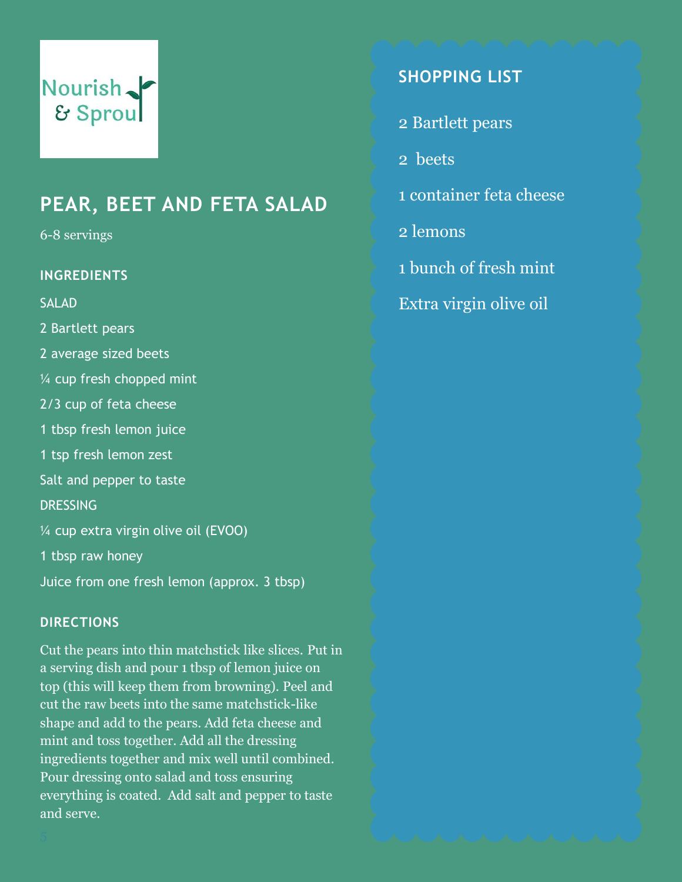Nourish & Sprout

# PEAR, BEET AND FETA SALAD

6-8 servings

## INGREDIENTS

SALAD

2 Bartlett pears

2 average sized beets

¼ cup fresh chopped mint

2/3 cup of feta cheese

1 tbsp fresh lemon juice

1 tsp fresh lemon zest

Salt and pepper to taste

DRESSING

¼ cup extra virgin olive oil (EVOO)

1 tbsp raw honey

Juice from one fresh lemon (approx. 3 tbsp)

## DIRECTIONS

Cut the pears into thin matchstick like slices. Put in a serving dish and pour 1 tbsp of lemon juice on top (this will keep them from browning). Peel and cut the raw beets into the same matchstick-like shape and add to the pears. Add feta cheese and mint and toss together. Add all the dressing ingredients together and mix well until combined. Pour dressing onto salad and toss ensuring everything is coated. Add salt and pepper to taste and serve.

## SHOPPING LIST

2 Bartlett pears

2 beets

1 container feta cheese

2 lemons

1 bunch of fresh mint

Extra virgin olive oil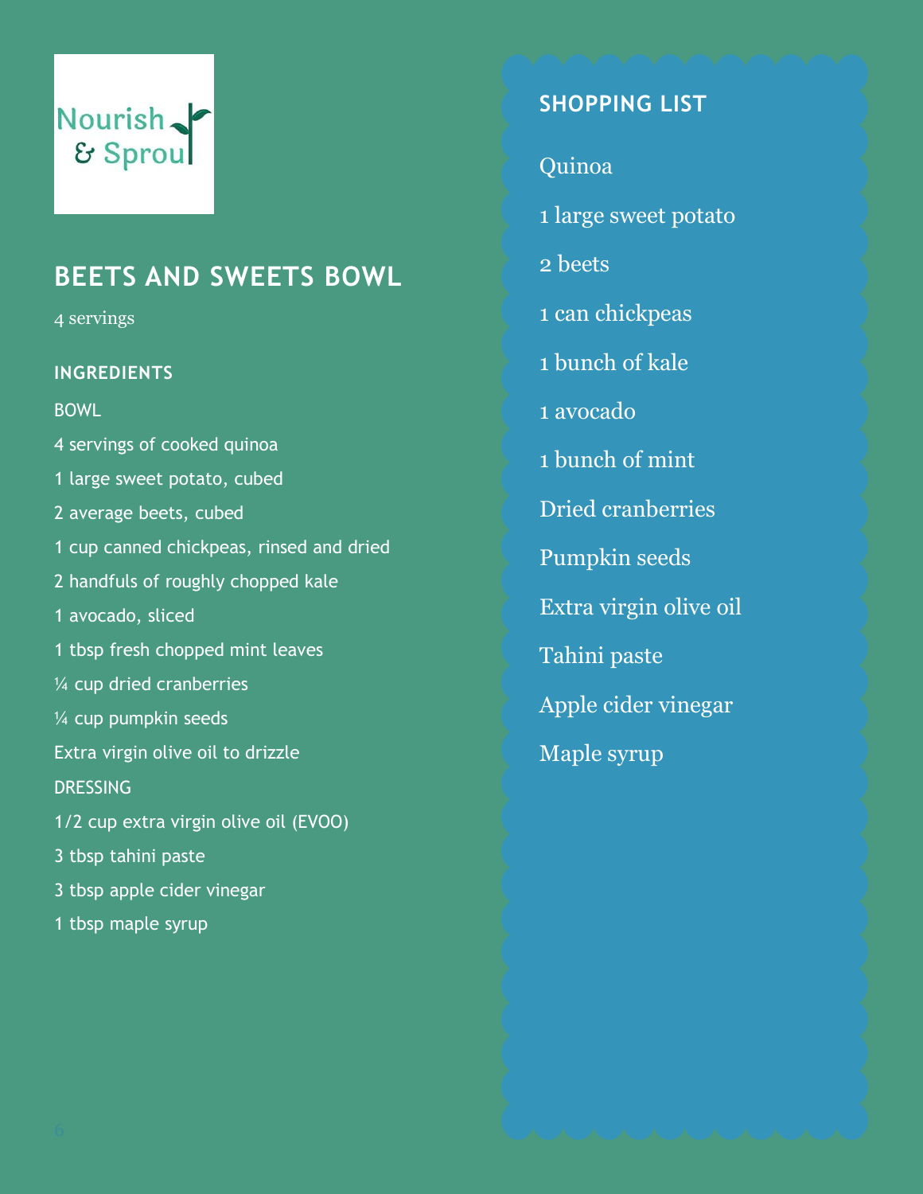Nourish & Sprout

# BEETS AND SWEETS BOWL

4 servings

## INGREDIENTS

BOWL

4 servings of cooked quinoa

1 large sweet potato, cubed

2 average beets, cubed

1 cup canned chickpeas, rinsed and dried

2 handfuls of roughly chopped kale

1 avocado, sliced

1 tbsp fresh chopped mint leaves

¼ cup dried cranberries

¼ cup pumpkin seeds

Extra virgin olive oil to drizzle

DRESSING

1/2 cup extra virgin olive oil (EVOO)

3 tbsp tahini paste

3 tbsp apple cider vinegar

1 tbsp maple syrup

## SHOPPING LIST

Quinoa

1 large sweet potato

2 beets

1 can chickpeas

1 bunch of kale

1 avocado

1 bunch of mint

Dried cranberries

Pumpkin seeds

Extra virgin olive oil

Tahini paste

Apple cider vinegar

Maple syrup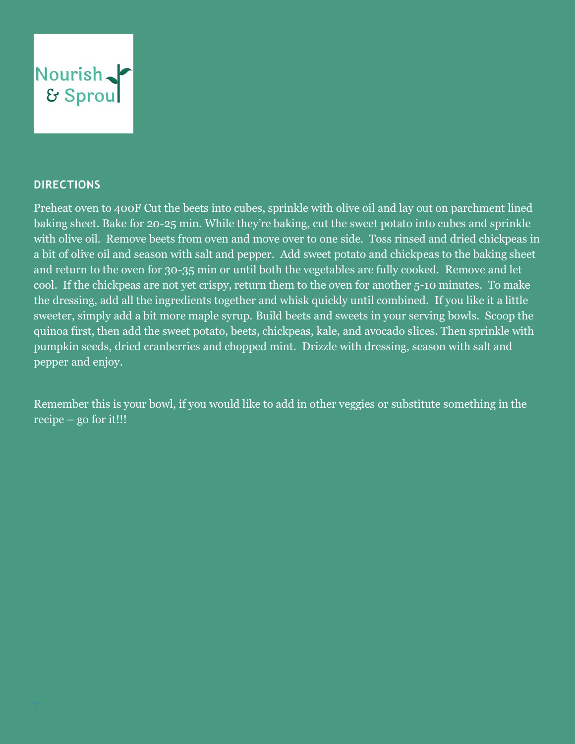Nourish & Sprout

## DIRECTIONS

Preheat oven to 400F Cut the beets into cubes, sprinkle with olive oil and lay out on parchment lined baking sheet. Bake for 20-25 min. While they're baking, cut the sweet potato into cubes and sprinkle with olive oil. Remove beets from oven and move over to one side. Toss rinsed and dried chickpeas in a bit of olive oil and season with salt and pepper. Add sweet potato and chickpeas to the baking sheet and return to the oven for 30-35 min or until both the vegetables are fully cooked. Remove and let cool. If the chickpeas are not yet crispy, return them to the oven for another 5-10 minutes. To make the dressing, add all the ingredients together and whisk quickly until combined. If you like it a little sweeter, simply add a bit more maple syrup. Build beets and sweets in your serving bowls. Scoop the quinoa first, then add the sweet potato, beets, chickpeas, kale, and avocado slices. Then sprinkle with pumpkin seeds, dried cranberries and chopped mint. Drizzle with dressing, season with salt and pepper and enjoy.

Remember this is your bowl, if you would like to add in other veggies or substitute something in the recipe – go for it!!!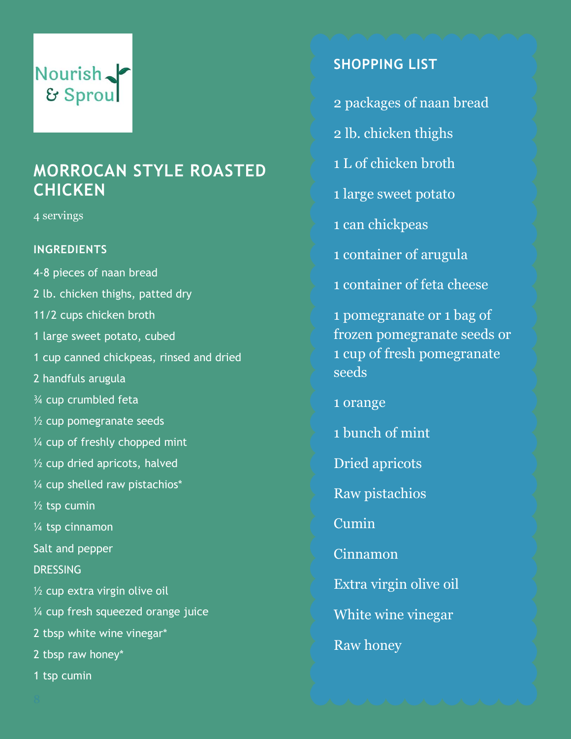Nourish & Sprout

# MORROCAN STYLE ROASTED CHICKEN

4 servings

### INGREDIENTS

4-8 pieces of naan bread

2 lb. chicken thighs, patted dry

11/2 cups chicken broth

1 large sweet potato, cubed

1 cup canned chickpeas, rinsed and dried

2 handfuls arugula

¾ cup crumbled feta

½ cup pomegranate seeds

¼ cup of freshly chopped mint

½ cup dried apricots, halved

¼ cup shelled raw pistachios*

½ tsp cumin

¼ tsp cinnamon

Salt and pepper

DRESSING

½ cup extra virgin olive oil

¼ cup fresh squeezed orange juice

2 tbsp white wine vinegar*

2 tbsp raw honey*

1 tsp cumin

### SHOPPING LIST

2 packages of naan bread

2 lb. chicken thighs

1 L of chicken broth

1 large sweet potato

1 can chickpeas

1 container of arugula

1 container of feta cheese

1 pomegranate or 1 bag of frozen pomegranate seeds or 1 cup of fresh pomegranate seeds

1 orange

1 bunch of mint

Dried apricots

Raw pistachios

Cumin

Cinnamon

Extra virgin olive oil

White wine vinegar

Raw honey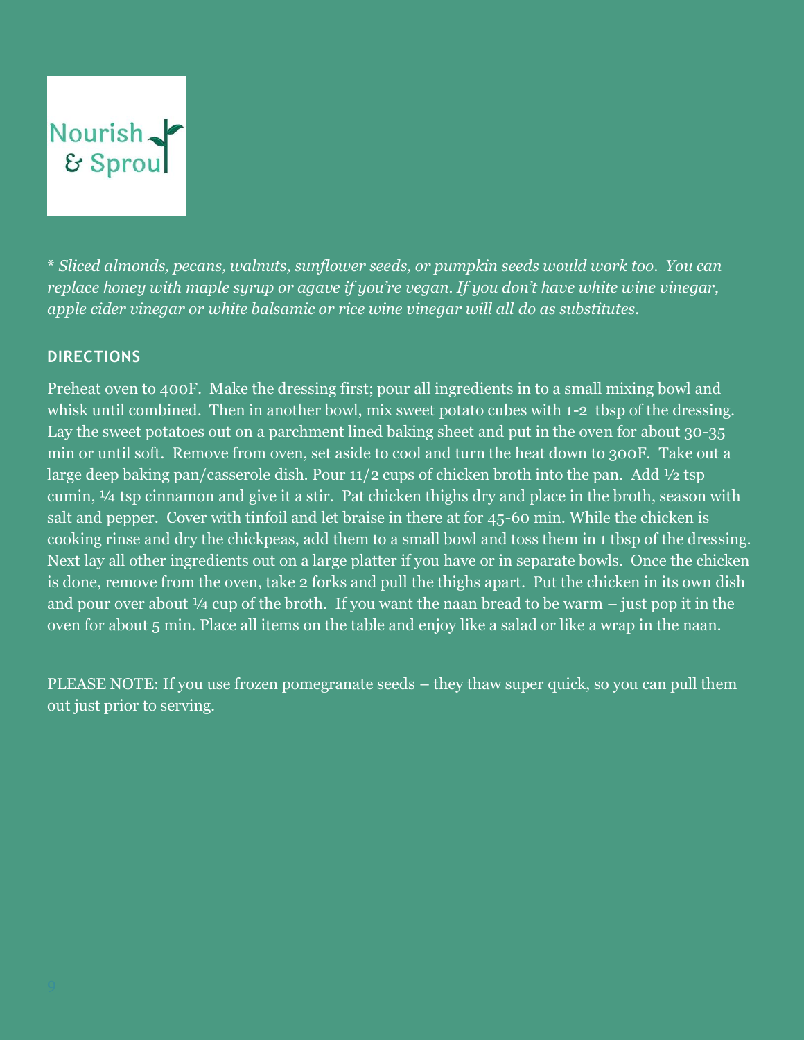*\* Sliced almonds, pecans, walnuts, sunflower seeds, or pumpkin seeds would work too. You can replace honey with maple syrup or agave if you're vegan. If you don't have white wine vinegar, apple cider vinegar or white balsamic or rice wine vinegar will all do as substitutes.*

## DIRECTIONS

Preheat oven to 400F. Make the dressing first; pour all ingredients in to a small mixing bowl and whisk until combined. Then in another bowl, mix sweet potato cubes with 1-2 tbsp of the dressing. Lay the sweet potatoes out on a parchment lined baking sheet and put in the oven for about 30-35 min or until soft. Remove from oven, set aside to cool and turn the heat down to 300F. Take out a large deep baking pan/casserole dish. Pour 11/2 cups of chicken broth into the pan. Add ½ tsp cumin, ¼ tsp cinnamon and give it a stir. Pat chicken thighs dry and place in the broth, season with salt and pepper. Cover with tinfoil and let braise in there at for 45-60 min. While the chicken is cooking rinse and dry the chickpeas, add them to a small bowl and toss them in 1 tbsp of the dressing. Next lay all other ingredients out on a large platter if you have or in separate bowls. Once the chicken is done, remove from the oven, take 2 forks and pull the thighs apart. Put the chicken in its own dish and pour over about ¼ cup of the broth. If you want the naan bread to be warm – just pop it in the oven for about 5 min. Place all items on the table and enjoy like a salad or like a wrap in the naan.

PLEASE NOTE: If you use frozen pomegranate seeds – they thaw super quick, so you can pull them out just prior to serving.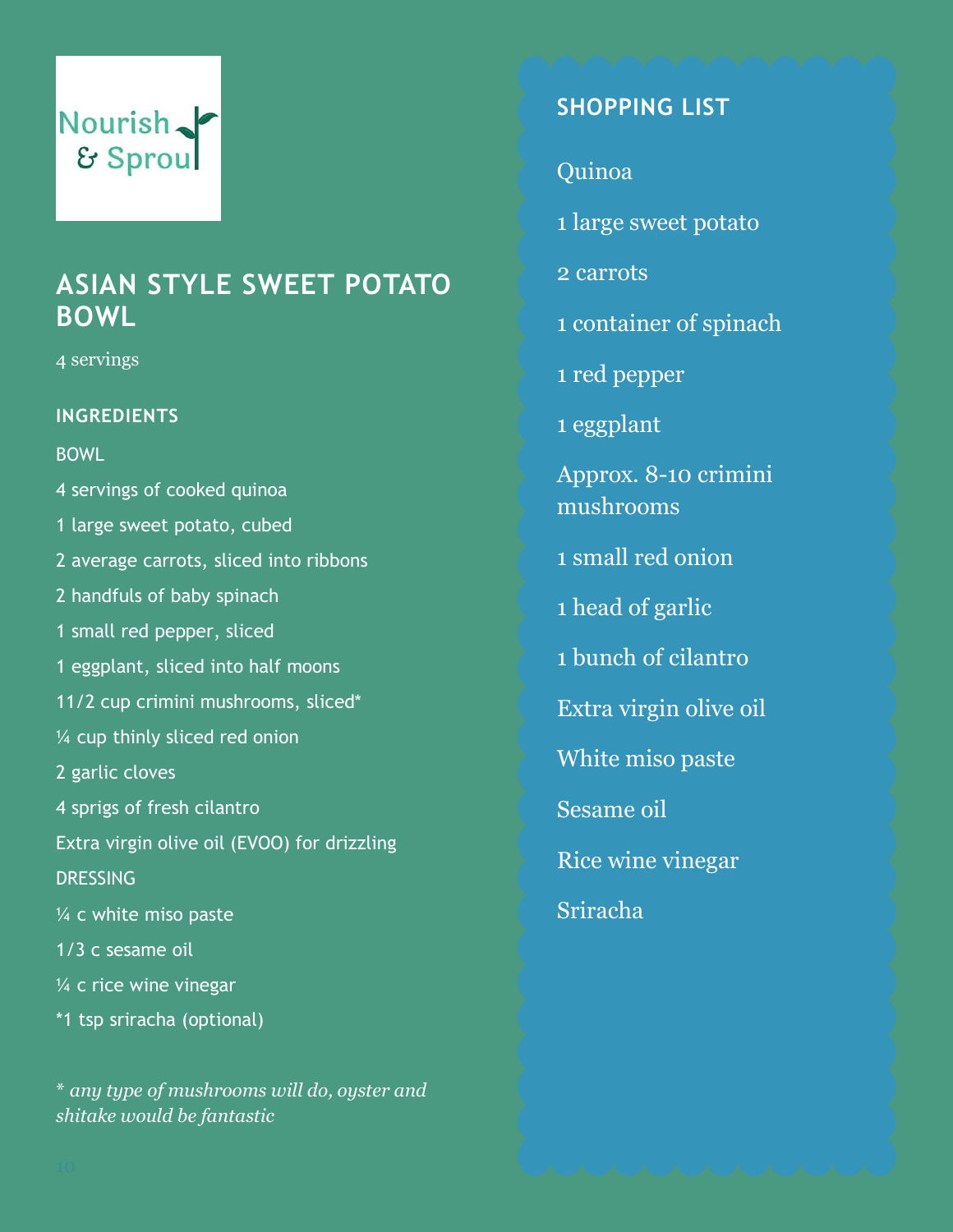Nourish & Sprout

# ASIAN STYLE SWEET POTATO BOWL

4 servings

## INGREDIENTS

BOWL

4 servings of cooked quinoa

1 large sweet potato, cubed

2 average carrots, sliced into ribbons

2 handfuls of baby spinach

1 small red pepper, sliced

1 eggplant, sliced into half moons

11/2 cup crimini mushrooms, sliced*

¼ cup thinly sliced red onion

2 garlic cloves

4 sprigs of fresh cilantro

Extra virgin olive oil (EVOO) for drizzling

DRESSING

¼ c white miso paste

1/3 c sesame oil

¼ c rice wine vinegar

*1 tsp sriracha (optional)

*\* any type of mushrooms will do, oyster and shitake would be fantastic*

## SHOPPING LIST

Quinoa

1 large sweet potato

2 carrots

1 container of spinach

1 red pepper

1 eggplant

Approx. 8-10 crimini mushrooms

1 small red onion

1 head of garlic

1 bunch of cilantro

Extra virgin olive oil

White miso paste

Sesame oil

Rice wine vinegar

Sriracha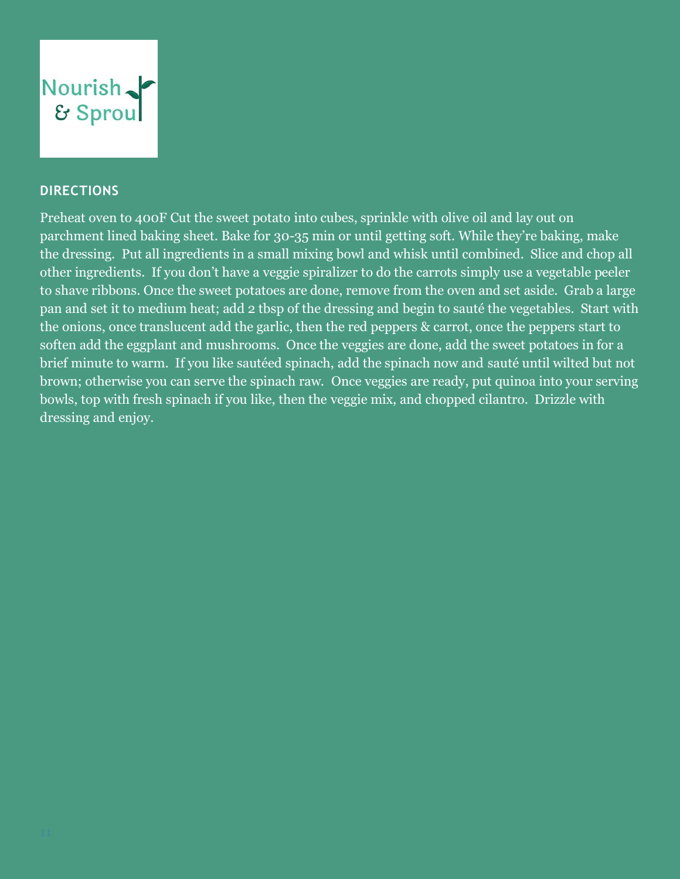## DIRECTIONS

Preheat oven to 400F Cut the sweet potato into cubes, sprinkle with olive oil and lay out on parchment lined baking sheet. Bake for 30-35 min or until getting soft. While they're baking, make the dressing. Put all ingredients in a small mixing bowl and whisk until combined. Slice and chop all other ingredients. If you don't have a veggie spiralizer to do the carrots simply use a vegetable peeler to shave ribbons. Once the sweet potatoes are done, remove from the oven and set aside. Grab a large pan and set it to medium heat; add 2 tbsp of the dressing and begin to sauté the vegetables. Start with the onions, once translucent add the garlic, then the red peppers & carrot, once the peppers start to soften add the eggplant and mushrooms. Once the veggies are done, add the sweet potatoes in for a brief minute to warm. If you like sautéed spinach, add the spinach now and sauté until wilted but not brown; otherwise you can serve the spinach raw. Once veggies are ready, put quinoa into your serving bowls, top with fresh spinach if you like, then the veggie mix, and chopped cilantro. Drizzle with dressing and enjoy.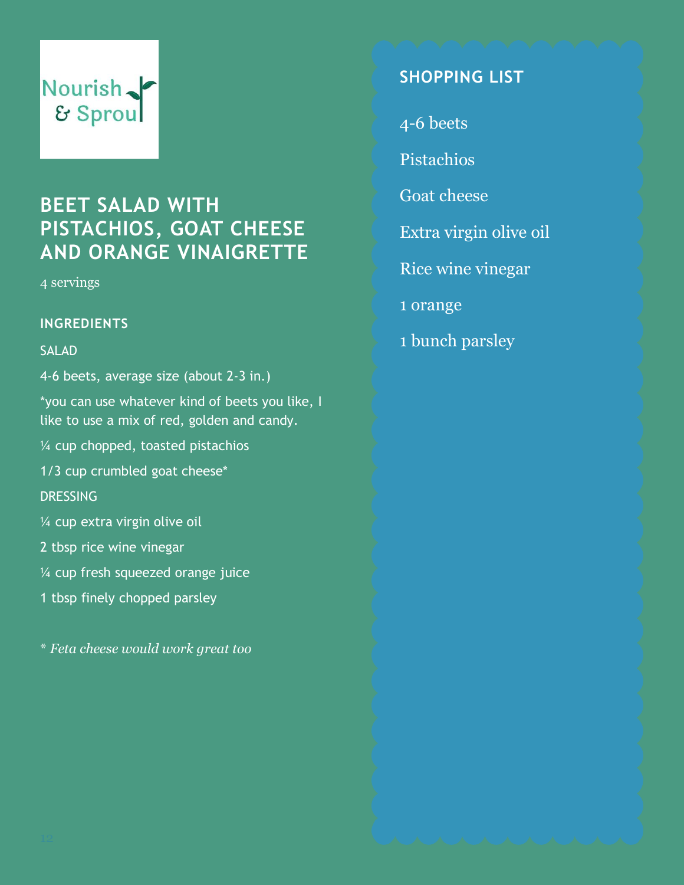Nourish & Sprout

# BEET SALAD WITH PISTACHIOS, GOAT CHEESE AND ORANGE VINAIGRETTE

4 servings

## INGREDIENTS

SALAD

4-6 beets, average size (about 2-3 in.)

*you can use whatever kind of beets you like, I like to use a mix of red, golden and candy.

¼ cup chopped, toasted pistachios

1/3 cup crumbled goat cheese*

DRESSING

¼ cup extra virgin olive oil

2 tbsp rice wine vinegar

¼ cup fresh squeezed orange juice

1 tbsp finely chopped parsley

*\* Feta cheese would work great too*

## SHOPPING LIST

4-6 beets

Pistachios

Goat cheese

Extra virgin olive oil

Rice wine vinegar

1 orange

1 bunch parsley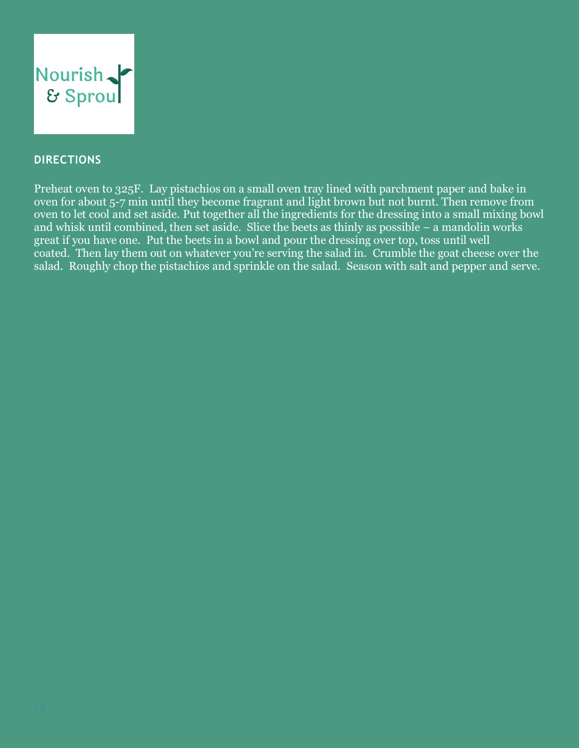## DIRECTIONS

Preheat oven to 325F. Lay pistachios on a small oven tray lined with parchment paper and bake in oven for about 5-7 min until they become fragrant and light brown but not burnt. Then remove from oven to let cool and set aside. Put together all the ingredients for the dressing into a small mixing bowl and whisk until combined, then set aside. Slice the beets as thinly as possible – a mandolin works great if you have one. Put the beets in a bowl and pour the dressing over top, toss until well coated. Then lay them out on whatever you're serving the salad in. Crumble the goat cheese over the salad. Roughly chop the pistachios and sprinkle on the salad. Season with salt and pepper and serve.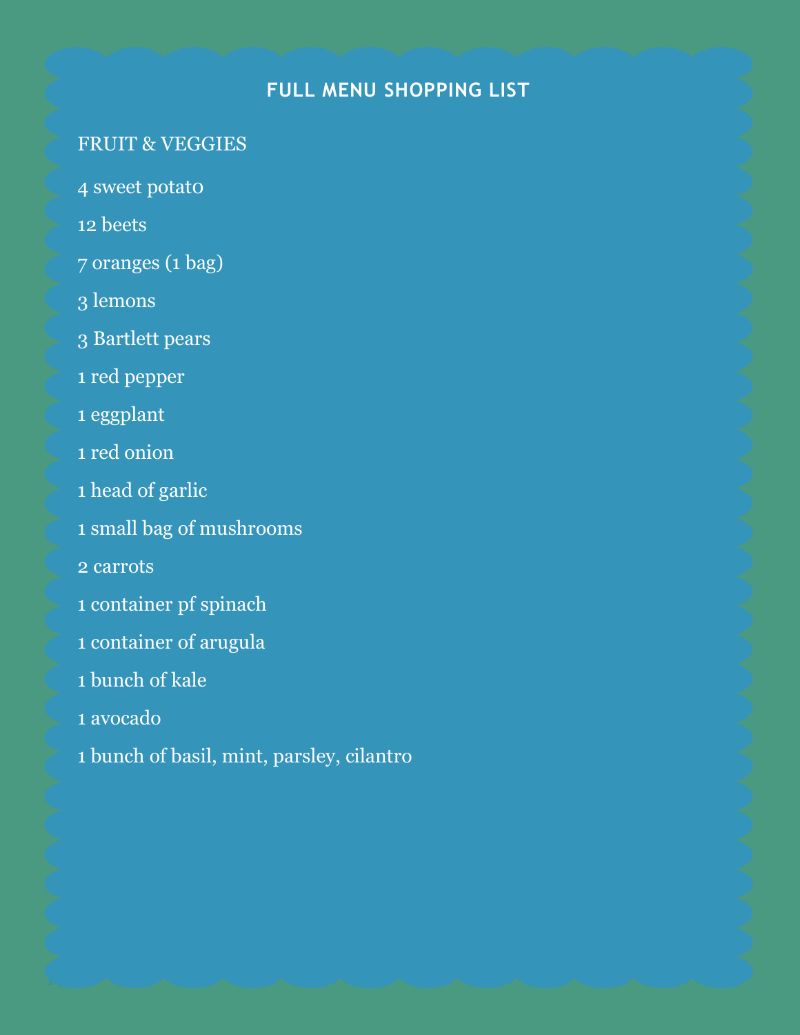# FULL MENU SHOPPING LIST

FRUIT & VEGGIES

4 sweet potato

12 beets

7 oranges (1 bag)

3 lemons

3 Bartlett pears

1 red pepper

1 eggplant

1 red onion

1 head of garlic

1 small bag of mushrooms

2 carrots

1 container pf spinach

1 container of arugula

1 bunch of kale

1 avocado

1 bunch of basil, mint, parsley, cilantro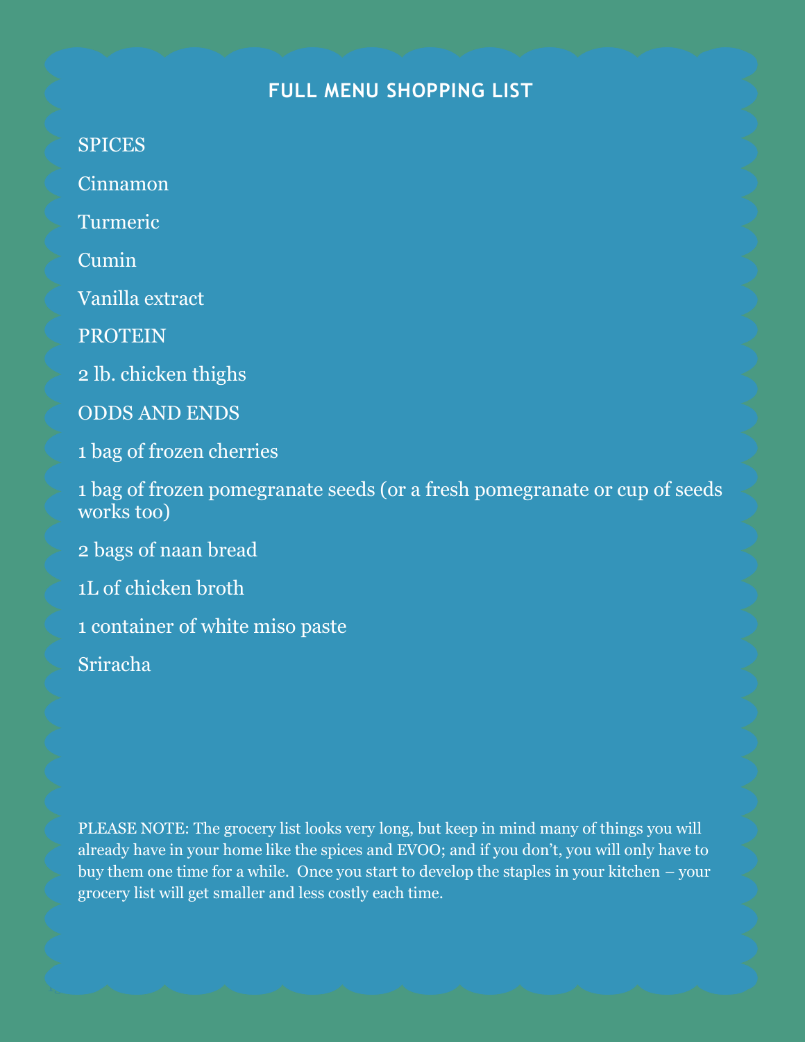## FULL MENU SHOPPING LIST

SPICES

Cinnamon

Turmeric

Cumin

Vanilla extract

PROTEIN

2 lb. chicken thighs

ODDS AND ENDS

1 bag of frozen cherries

1 bag of frozen pomegranate seeds (or a fresh pomegranate or cup of seeds works too)

2 bags of naan bread

1L of chicken broth

1 container of white miso paste

Sriracha

PLEASE NOTE: The grocery list looks very long, but keep in mind many of things you will already have in your home like the spices and EVOO; and if you don't, you will only have to buy them one time for a while. Once you start to develop the staples in your kitchen – your grocery list will get smaller and less costly each time.